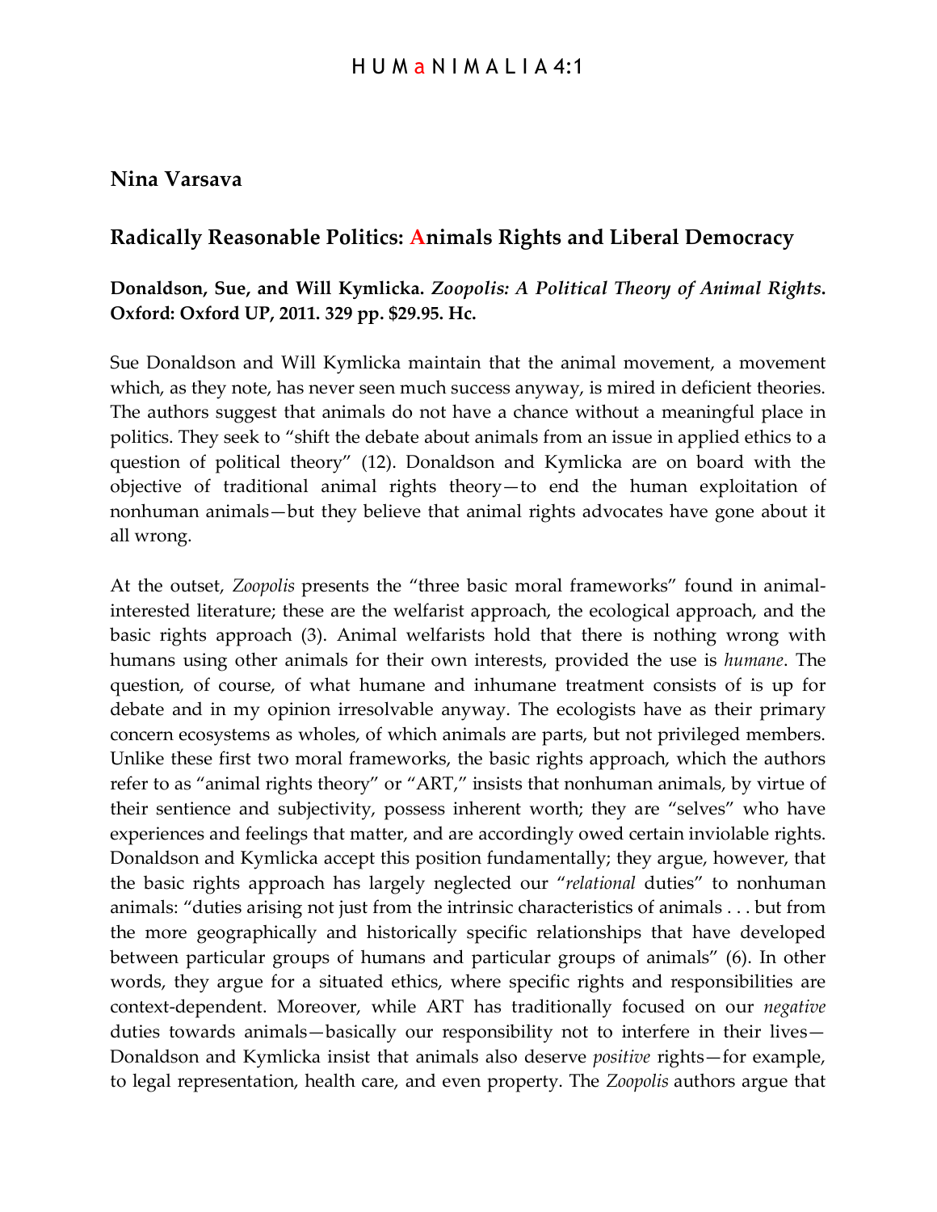## Nina Varsava

## Radically Reasonable Politics: Animals Rights and Liberal Democracy

**Donaldson, Sue, and Will Kymlicka.** ***Zoopolis: A Political Theory of Animal Rights*****. Oxford: Oxford UP, 2011. 329 pp. $29.95. Hc.**

Sue Donaldson and Will Kymlicka maintain that the animal movement, a movement which, as they note, has never seen much success anyway, is mired in deficient theories. The authors suggest that animals do not have a chance without a meaningful place in politics. They seek to "shift the debate about animals from an issue in applied ethics to a question of political theory" (12). Donaldson and Kymlicka are on board with the objective of traditional animal rights theory—to end the human exploitation of nonhuman animals—but they believe that animal rights advocates have gone about it all wrong.

At the outset, *Zoopolis* presents the "three basic moral frameworks" found in animal-interested literature; these are the welfarist approach, the ecological approach, and the basic rights approach (3). Animal welfarists hold that there is nothing wrong with humans using other animals for their own interests, provided the use is *humane*. The question, of course, of what humane and inhumane treatment consists of is up for debate and in my opinion irresolvable anyway. The ecologists have as their primary concern ecosystems as wholes, of which animals are parts, but not privileged members. Unlike these first two moral frameworks, the basic rights approach, which the authors refer to as "animal rights theory" or "ART," insists that nonhuman animals, by virtue of their sentience and subjectivity, possess inherent worth; they are "selves" who have experiences and feelings that matter, and are accordingly owed certain inviolable rights. Donaldson and Kymlicka accept this position fundamentally; they argue, however, that the basic rights approach has largely neglected our "*relational* duties" to nonhuman animals: "duties arising not just from the intrinsic characteristics of animals . . . but from the more geographically and historically specific relationships that have developed between particular groups of humans and particular groups of animals" (6). In other words, they argue for a situated ethics, where specific rights and responsibilities are context-dependent. Moreover, while ART has traditionally focused on our *negative* duties towards animals—basically our responsibility not to interfere in their lives—Donaldson and Kymlicka insist that animals also deserve *positive* rights—for example, to legal representation, health care, and even property. The *Zoopolis* authors argue that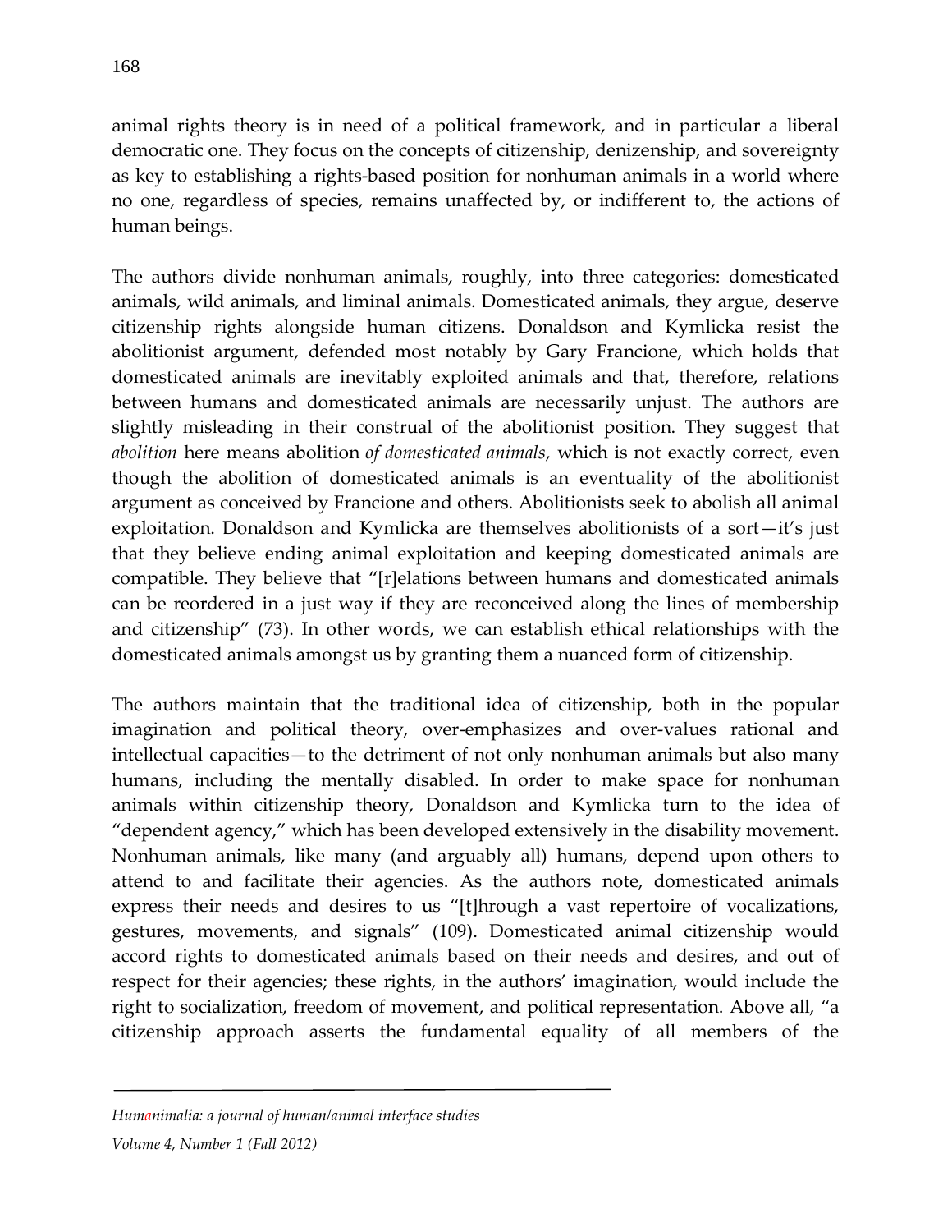animal rights theory is in need of a political framework, and in particular a liberal democratic one. They focus on the concepts of citizenship, denizenship, and sovereignty as key to establishing a rights-based position for nonhuman animals in a world where no one, regardless of species, remains unaffected by, or indifferent to, the actions of human beings.

The authors divide nonhuman animals, roughly, into three categories: domesticated animals, wild animals, and liminal animals. Domesticated animals, they argue, deserve citizenship rights alongside human citizens. Donaldson and Kymlicka resist the abolitionist argument, defended most notably by Gary Francione, which holds that domesticated animals are inevitably exploited animals and that, therefore, relations between humans and domesticated animals are necessarily unjust. The authors are slightly misleading in their construal of the abolitionist position. They suggest that *abolition* here means abolition *of domesticated animals*, which is not exactly correct, even though the abolition of domesticated animals is an eventuality of the abolitionist argument as conceived by Francione and others. Abolitionists seek to abolish all animal exploitation. Donaldson and Kymlicka are themselves abolitionists of a sort—it's just that they believe ending animal exploitation and keeping domesticated animals are compatible. They believe that "[r]elations between humans and domesticated animals can be reordered in a just way if they are reconceived along the lines of membership and citizenship" (73). In other words, we can establish ethical relationships with the domesticated animals amongst us by granting them a nuanced form of citizenship.

The authors maintain that the traditional idea of citizenship, both in the popular imagination and political theory, over-emphasizes and over-values rational and intellectual capacities—to the detriment of not only nonhuman animals but also many humans, including the mentally disabled. In order to make space for nonhuman animals within citizenship theory, Donaldson and Kymlicka turn to the idea of "dependent agency," which has been developed extensively in the disability movement. Nonhuman animals, like many (and arguably all) humans, depend upon others to attend to and facilitate their agencies. As the authors note, domesticated animals express their needs and desires to us "[t]hrough a vast repertoire of vocalizations, gestures, movements, and signals" (109). Domesticated animal citizenship would accord rights to domesticated animals based on their needs and desires, and out of respect for their agencies; these rights, in the authors' imagination, would include the right to socialization, freedom of movement, and political representation. Above all, "a citizenship approach asserts the fundamental equality of all members of the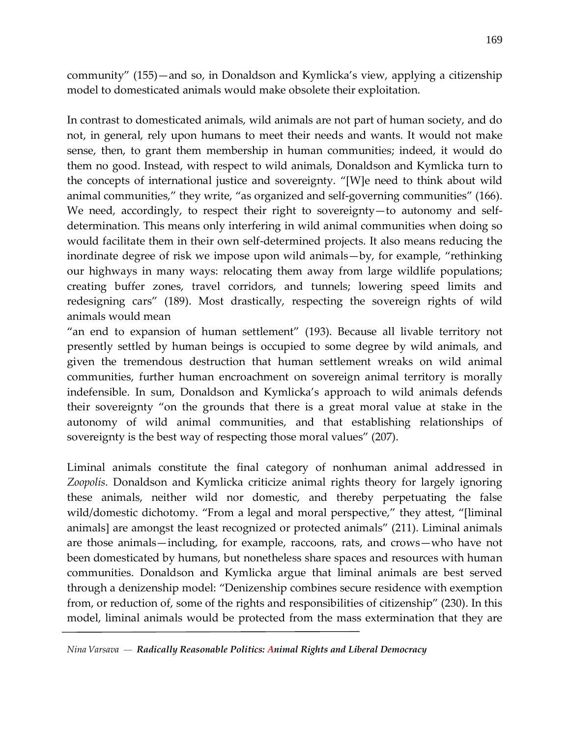community" (155)—and so, in Donaldson and Kymlicka's view, applying a citizenship model to domesticated animals would make obsolete their exploitation.

In contrast to domesticated animals, wild animals are not part of human society, and do not, in general, rely upon humans to meet their needs and wants. It would not make sense, then, to grant them membership in human communities; indeed, it would do them no good. Instead, with respect to wild animals, Donaldson and Kymlicka turn to the concepts of international justice and sovereignty. "[W]e need to think about wild animal communities," they write, "as organized and self-governing communities" (166). We need, accordingly, to respect their right to sovereignty—to autonomy and self-determination. This means only interfering in wild animal communities when doing so would facilitate them in their own self-determined projects. It also means reducing the inordinate degree of risk we impose upon wild animals—by, for example, "rethinking our highways in many ways: relocating them away from large wildlife populations; creating buffer zones, travel corridors, and tunnels; lowering speed limits and redesigning cars" (189). Most drastically, respecting the sovereign rights of wild animals would mean "an end to expansion of human settlement" (193). Because all livable territory not presently settled by human beings is occupied to some degree by wild animals, and given the tremendous destruction that human settlement wreaks on wild animal communities, further human encroachment on sovereign animal territory is morally indefensible. In sum, Donaldson and Kymlicka's approach to wild animals defends their sovereignty "on the grounds that there is a great moral value at stake in the autonomy of wild animal communities, and that establishing relationships of sovereignty is the best way of respecting those moral values" (207).

Liminal animals constitute the final category of nonhuman animal addressed in *Zoopolis*. Donaldson and Kymlicka criticize animal rights theory for largely ignoring these animals, neither wild nor domestic, and thereby perpetuating the false wild/domestic dichotomy. "From a legal and moral perspective," they attest, "[liminal animals] are amongst the least recognized or protected animals" (211). Liminal animals are those animals—including, for example, raccoons, rats, and crows—who have not been domesticated by humans, but nonetheless share spaces and resources with human communities. Donaldson and Kymlicka argue that liminal animals are best served through a denizenship model: "Denizenship combines secure residence with exemption from, or reduction of, some of the rights and responsibilities of citizenship" (230). In this model, liminal animals would be protected from the mass extermination that they are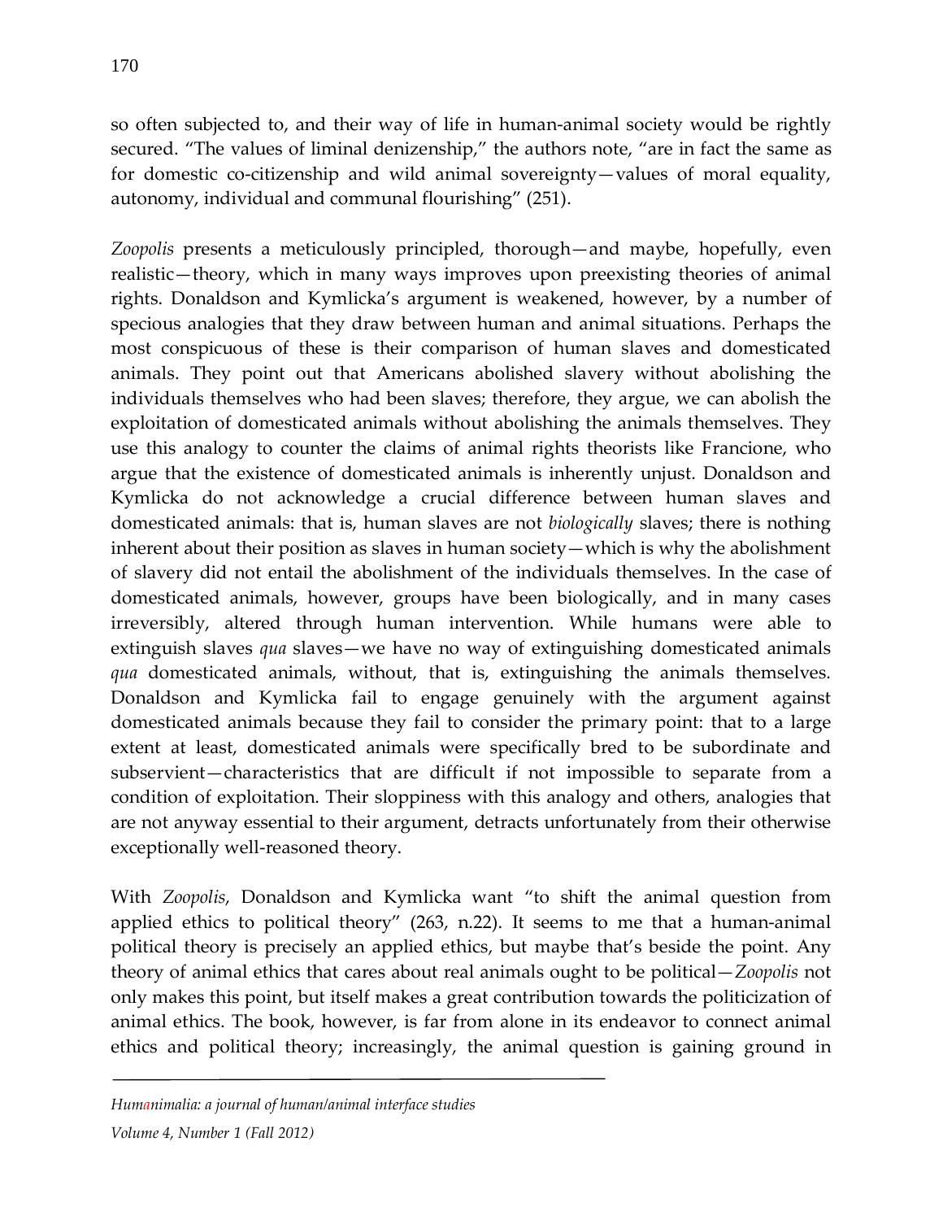so often subjected to, and their way of life in human-animal society would be rightly secured. "The values of liminal denizenship," the authors note, "are in fact the same as for domestic co-citizenship and wild animal sovereignty—values of moral equality, autonomy, individual and communal flourishing" (251).

*Zoopolis* presents a meticulously principled, thorough—and maybe, hopefully, even realistic—theory, which in many ways improves upon preexisting theories of animal rights. Donaldson and Kymlicka's argument is weakened, however, by a number of specious analogies that they draw between human and animal situations. Perhaps the most conspicuous of these is their comparison of human slaves and domesticated animals. They point out that Americans abolished slavery without abolishing the individuals themselves who had been slaves; therefore, they argue, we can abolish the exploitation of domesticated animals without abolishing the animals themselves. They use this analogy to counter the claims of animal rights theorists like Francione, who argue that the existence of domesticated animals is inherently unjust. Donaldson and Kymlicka do not acknowledge a crucial difference between human slaves and domesticated animals: that is, human slaves are not *biologically* slaves; there is nothing inherent about their position as slaves in human society—which is why the abolishment of slavery did not entail the abolishment of the individuals themselves. In the case of domesticated animals, however, groups have been biologically, and in many cases irreversibly, altered through human intervention. While humans were able to extinguish slaves *qua* slaves—we have no way of extinguishing domesticated animals *qua* domesticated animals, without, that is, extinguishing the animals themselves. Donaldson and Kymlicka fail to engage genuinely with the argument against domesticated animals because they fail to consider the primary point: that to a large extent at least, domesticated animals were specifically bred to be subordinate and subservient—characteristics that are difficult if not impossible to separate from a condition of exploitation. Their sloppiness with this analogy and others, analogies that are not anyway essential to their argument, detracts unfortunately from their otherwise exceptionally well-reasoned theory.

With *Zoopolis*, Donaldson and Kymlicka want "to shift the animal question from applied ethics to political theory" (263, n.22). It seems to me that a human-animal political theory is precisely an applied ethics, but maybe that's beside the point. Any theory of animal ethics that cares about real animals ought to be political—*Zoopolis* not only makes this point, but itself makes a great contribution towards the politicization of animal ethics. The book, however, is far from alone in its endeavor to connect animal ethics and political theory; increasingly, the animal question is gaining ground in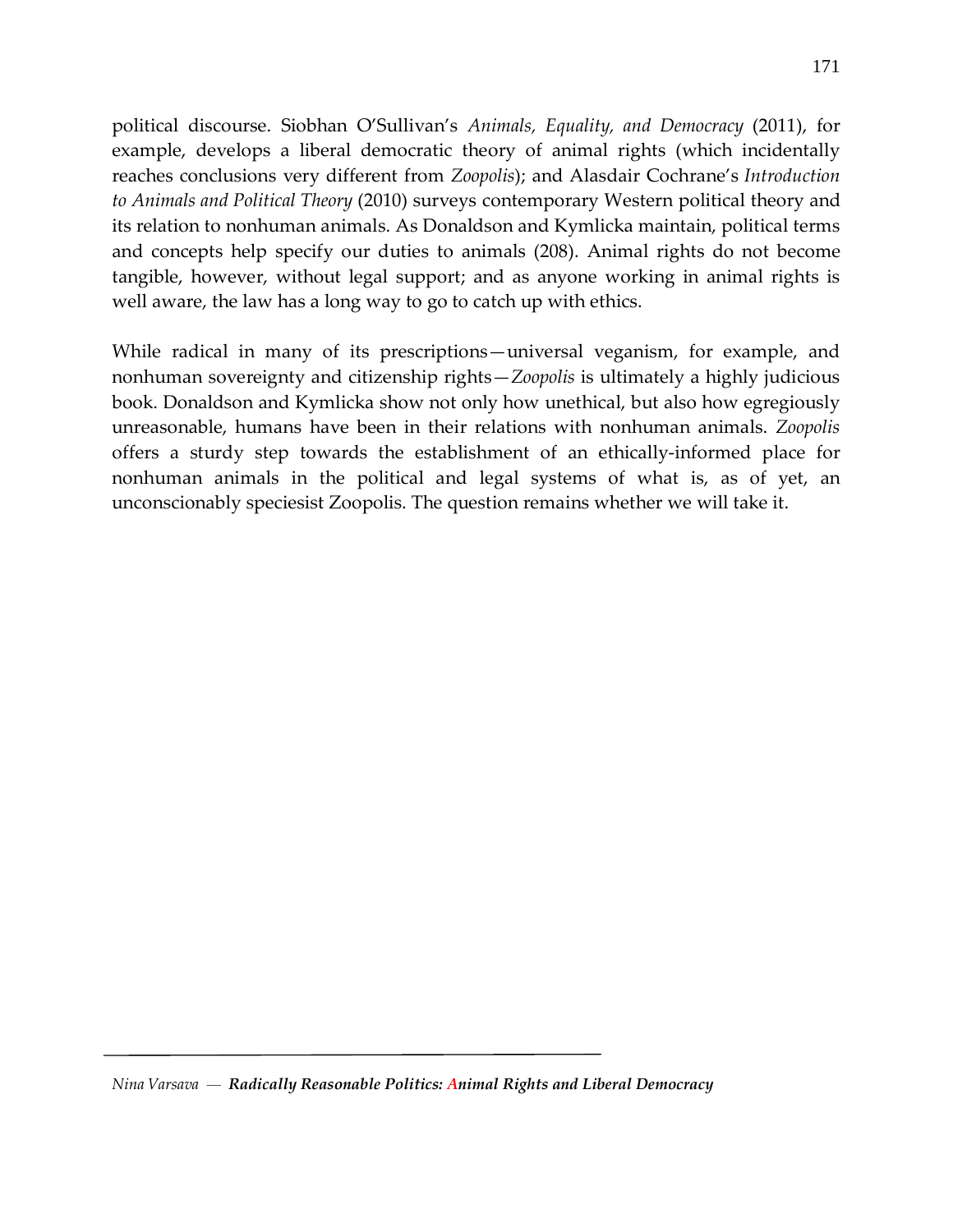political discourse. Siobhan O'Sullivan's *Animals, Equality, and Democracy* (2011), for example, develops a liberal democratic theory of animal rights (which incidentally reaches conclusions very different from *Zoopolis*); and Alasdair Cochrane's *Introduction to Animals and Political Theory* (2010) surveys contemporary Western political theory and its relation to nonhuman animals. As Donaldson and Kymlicka maintain, political terms and concepts help specify our duties to animals (208). Animal rights do not become tangible, however, without legal support; and as anyone working in animal rights is well aware, the law has a long way to go to catch up with ethics.

While radical in many of its prescriptions—universal veganism, for example, and nonhuman sovereignty and citizenship rights—*Zoopolis* is ultimately a highly judicious book. Donaldson and Kymlicka show not only how unethical, but also how egregiously unreasonable, humans have been in their relations with nonhuman animals. *Zoopolis* offers a sturdy step towards the establishment of an ethically-informed place for nonhuman animals in the political and legal systems of what is, as of yet, an unconscionably speciesist Zoopolis. The question remains whether we will take it.